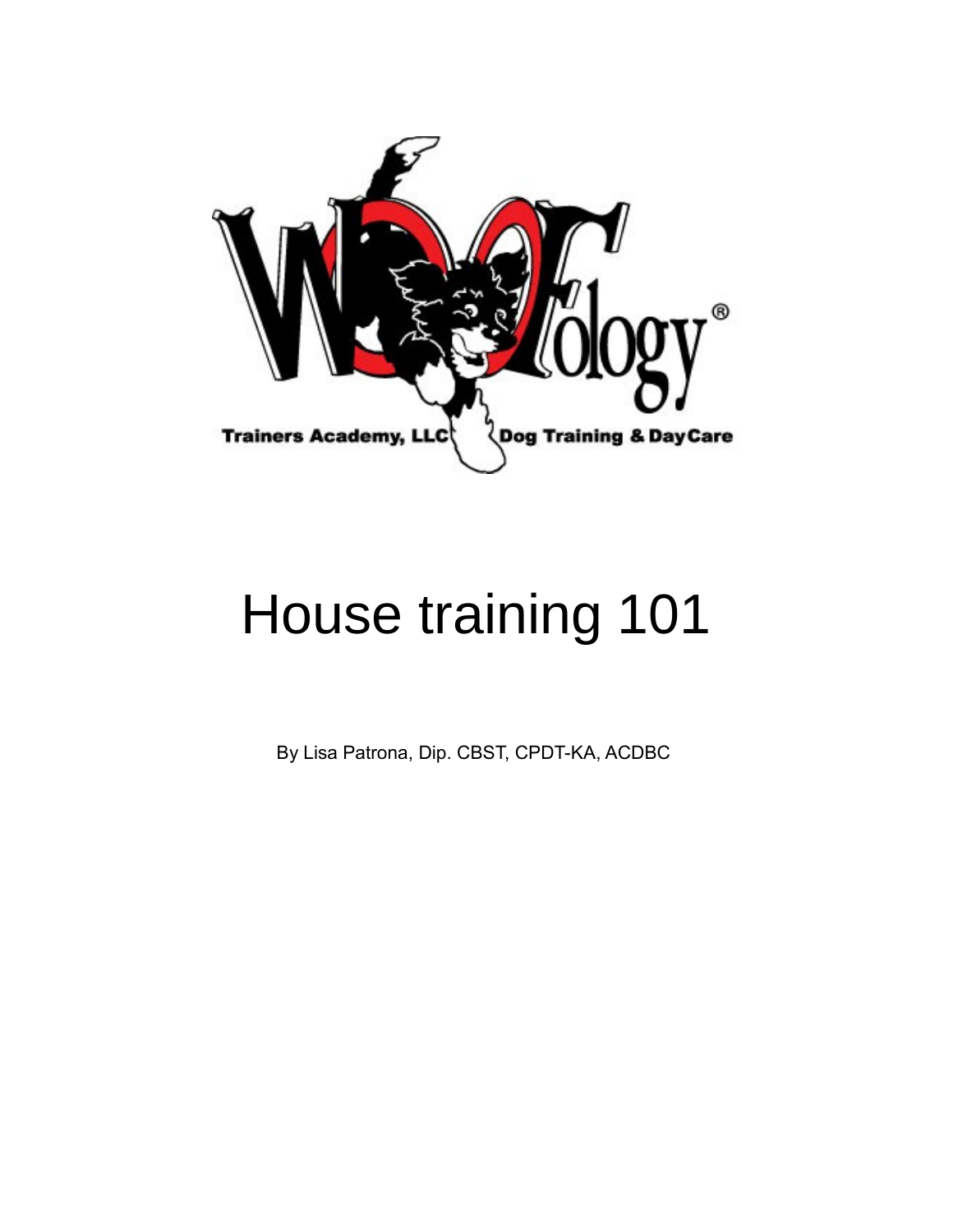# House training 101

By Lisa Patrona, Dip. CBST, CPDT-KA, ACDBC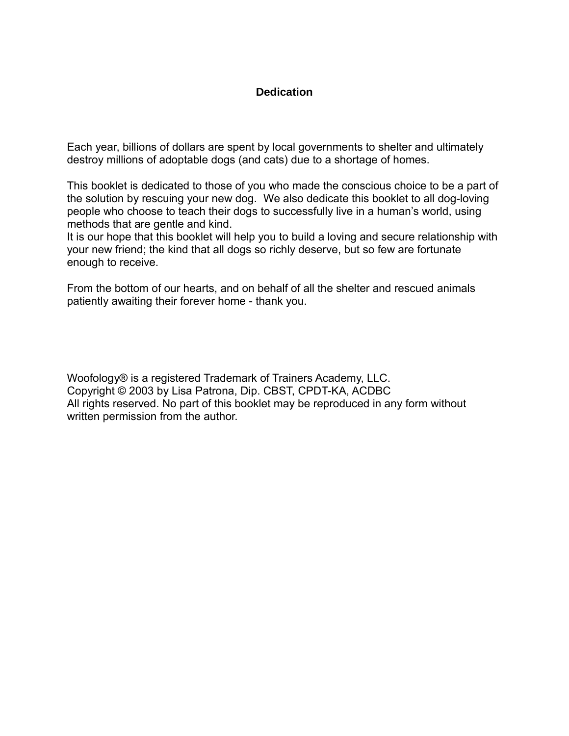# Dedication

Each year, billions of dollars are spent by local governments to shelter and ultimately destroy millions of adoptable dogs (and cats) due to a shortage of homes.

This booklet is dedicated to those of you who made the conscious choice to be a part of the solution by rescuing your new dog. We also dedicate this booklet to all dog-loving people who choose to teach their dogs to successfully live in a human's world, using methods that are gentle and kind.
It is our hope that this booklet will help you to build a loving and secure relationship with your new friend; the kind that all dogs so richly deserve, but so few are fortunate enough to receive.

From the bottom of our hearts, and on behalf of all the shelter and rescued animals patiently awaiting their forever home - thank you.

Woofology® is a registered Trademark of Trainers Academy, LLC.
Copyright © 2003 by Lisa Patrona, Dip. CBST, CPDT-KA, ACDBC
All rights reserved. No part of this booklet may be reproduced in any form without written permission from the author.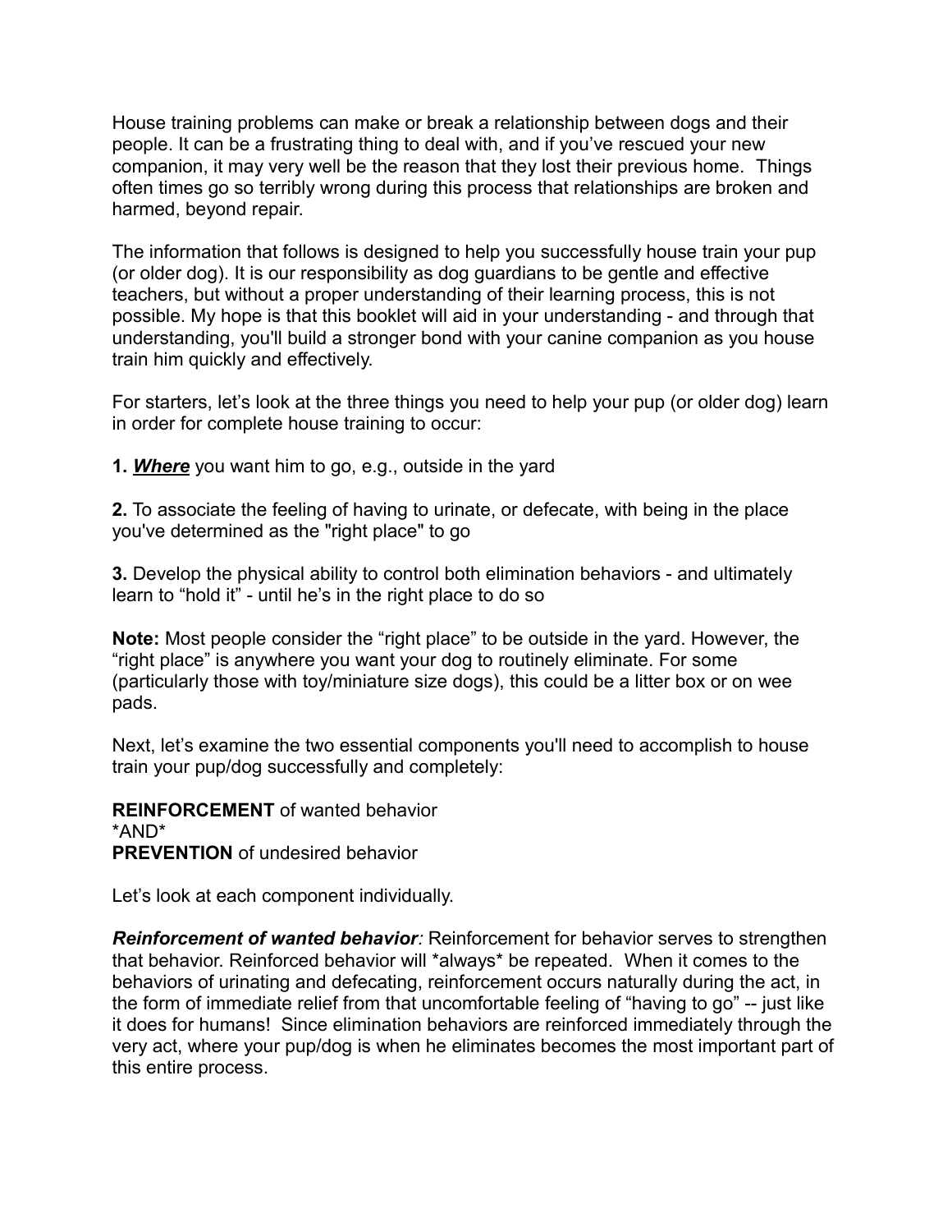House training problems can make or break a relationship between dogs and their people. It can be a frustrating thing to deal with, and if you've rescued your new companion, it may very well be the reason that they lost their previous home. Things often times go so terribly wrong during this process that relationships are broken and harmed, beyond repair.

The information that follows is designed to help you successfully house train your pup (or older dog). It is our responsibility as dog guardians to be gentle and effective teachers, but without a proper understanding of their learning process, this is not possible. My hope is that this booklet will aid in your understanding - and through that understanding, you'll build a stronger bond with your canine companion as you house train him quickly and effectively.

For starters, let's look at the three things you need to help your pup (or older dog) learn in order for complete house training to occur:

**1.** ***<u>Where</u>*** you want him to go, e.g., outside in the yard

**2.** To associate the feeling of having to urinate, or defecate, with being in the place you've determined as the "right place" to go

**3.** Develop the physical ability to control both elimination behaviors - and ultimately learn to "hold it" - until he's in the right place to do so

**Note:** Most people consider the "right place" to be outside in the yard. However, the "right place" is anywhere you want your dog to routinely eliminate. For some (particularly those with toy/miniature size dogs), this could be a litter box or on wee pads.

Next, let's examine the two essential components you'll need to accomplish to house train your pup/dog successfully and completely:

**REINFORCEMENT** of wanted behavior
*AND*
**PREVENTION** of undesired behavior

Let's look at each component individually.

***Reinforcement of wanted behavior****:* Reinforcement for behavior serves to strengthen that behavior. Reinforced behavior will *always* be repeated. When it comes to the behaviors of urinating and defecating, reinforcement occurs naturally during the act, in the form of immediate relief from that uncomfortable feeling of "having to go" -- just like it does for humans! Since elimination behaviors are reinforced immediately through the very act, where your pup/dog is when he eliminates becomes the most important part of this entire process.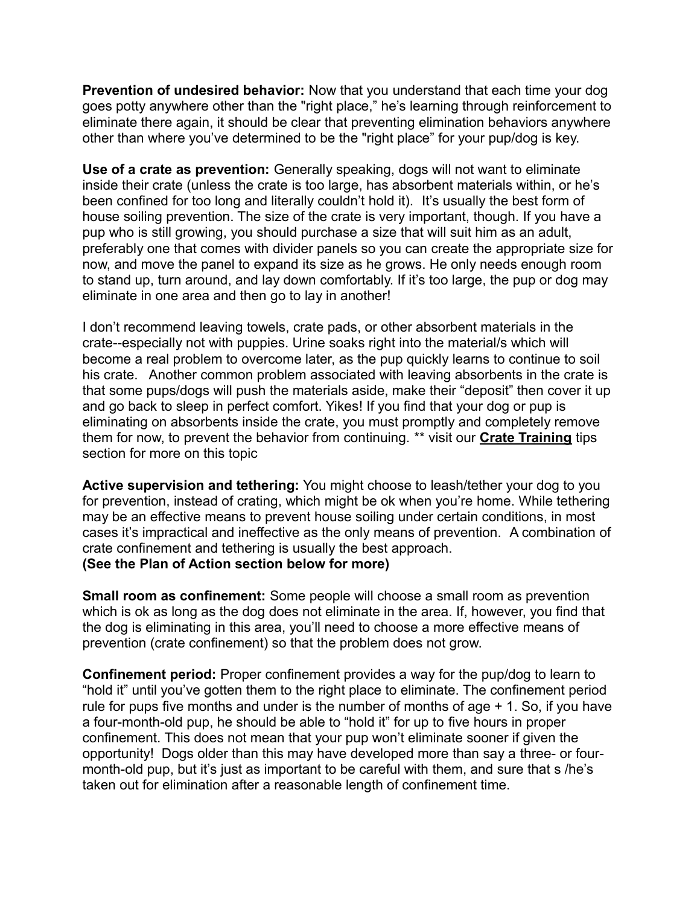**Prevention of undesired behavior:** Now that you understand that each time your dog goes potty anywhere other than the "right place," he's learning through reinforcement to eliminate there again, it should be clear that preventing elimination behaviors anywhere other than where you've determined to be the "right place" for your pup/dog is key.

**Use of a crate as prevention:** Generally speaking, dogs will not want to eliminate inside their crate (unless the crate is too large, has absorbent materials within, or he's been confined for too long and literally couldn't hold it). It's usually the best form of house soiling prevention. The size of the crate is very important, though. If you have a pup who is still growing, you should purchase a size that will suit him as an adult, preferably one that comes with divider panels so you can create the appropriate size for now, and move the panel to expand its size as he grows. He only needs enough room to stand up, turn around, and lay down comfortably. If it's too large, the pup or dog may eliminate in one area and then go to lay in another!

I don't recommend leaving towels, crate pads, or other absorbent materials in the crate--especially not with puppies. Urine soaks right into the material/s which will become a real problem to overcome later, as the pup quickly learns to continue to soil his crate. Another common problem associated with leaving absorbents in the crate is that some pups/dogs will push the materials aside, make their "deposit" then cover it up and go back to sleep in perfect comfort. Yikes! If you find that your dog or pup is eliminating on absorbents inside the crate, you must promptly and completely remove them for now, to prevent the behavior from continuing. ** visit our **Crate Training** tips section for more on this topic

**Active supervision and tethering:** You might choose to leash/tether your dog to you for prevention, instead of crating, which might be ok when you're home. While tethering may be an effective means to prevent house soiling under certain conditions, in most cases it's impractical and ineffective as the only means of prevention. A combination of crate confinement and tethering is usually the best approach.
**(See the Plan of Action section below for more)**

**Small room as confinement:** Some people will choose a small room as prevention which is ok as long as the dog does not eliminate in the area. If, however, you find that the dog is eliminating in this area, you'll need to choose a more effective means of prevention (crate confinement) so that the problem does not grow.

**Confinement period:** Proper confinement provides a way for the pup/dog to learn to "hold it" until you've gotten them to the right place to eliminate. The confinement period rule for pups five months and under is the number of months of age + 1. So, if you have a four-month-old pup, he should be able to "hold it" for up to five hours in proper confinement. This does not mean that your pup won't eliminate sooner if given the opportunity! Dogs older than this may have developed more than say a three- or four-month-old pup, but it's just as important to be careful with them, and sure that s /he's taken out for elimination after a reasonable length of confinement time.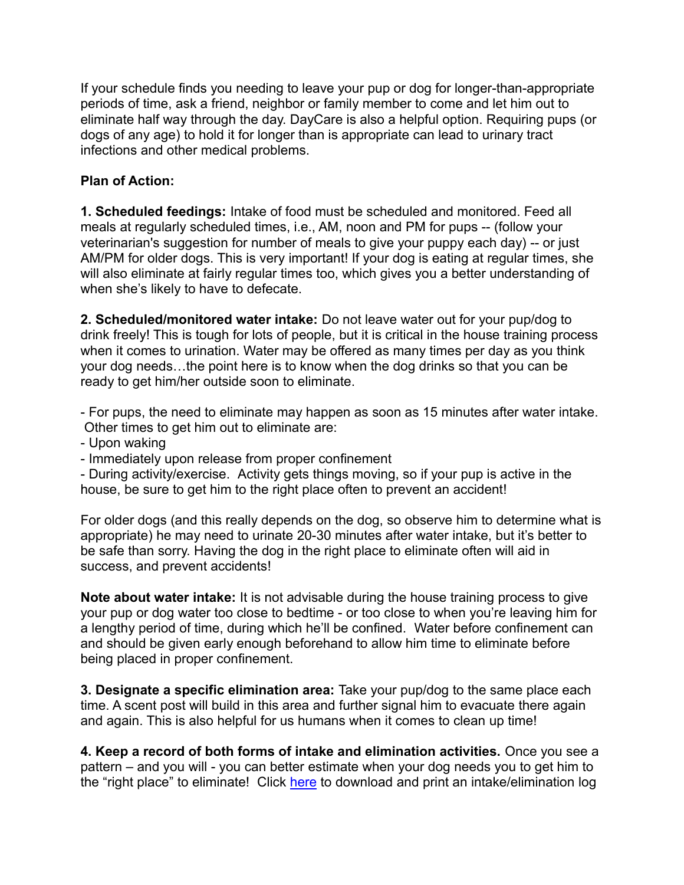If your schedule finds you needing to leave your pup or dog for longer-than-appropriate periods of time, ask a friend, neighbor or family member to come and let him out to eliminate half way through the day. DayCare is also a helpful option. Requiring pups (or dogs of any age) to hold it for longer than is appropriate can lead to urinary tract infections and other medical problems.

**Plan of Action:**

**1. Scheduled feedings:** Intake of food must be scheduled and monitored. Feed all meals at regularly scheduled times, i.e., AM, noon and PM for pups -- (follow your veterinarian's suggestion for number of meals to give your puppy each day) -- or just AM/PM for older dogs. This is very important! If your dog is eating at regular times, she will also eliminate at fairly regular times too, which gives you a better understanding of when she's likely to have to defecate.

**2. Scheduled/monitored water intake:** Do not leave water out for your pup/dog to drink freely! This is tough for lots of people, but it is critical in the house training process when it comes to urination. Water may be offered as many times per day as you think your dog needs…the point here is to know when the dog drinks so that you can be ready to get him/her outside soon to eliminate.

- For pups, the need to eliminate may happen as soon as 15 minutes after water intake. Other times to get him out to eliminate are:
- Upon waking
- Immediately upon release from proper confinement
- During activity/exercise. Activity gets things moving, so if your pup is active in the house, be sure to get him to the right place often to prevent an accident!

For older dogs (and this really depends on the dog, so observe him to determine what is appropriate) he may need to urinate 20-30 minutes after water intake, but it's better to be safe than sorry. Having the dog in the right place to eliminate often will aid in success, and prevent accidents!

**Note about water intake:** It is not advisable during the house training process to give your pup or dog water too close to bedtime - or too close to when you're leaving him for a lengthy period of time, during which he'll be confined. Water before confinement can and should be given early enough beforehand to allow him time to eliminate before being placed in proper confinement.

**3. Designate a specific elimination area:** Take your pup/dog to the same place each time. A scent post will build in this area and further signal him to evacuate there again and again. This is also helpful for us humans when it comes to clean up time!

**4. Keep a record of both forms of intake and elimination activities.** Once you see a pattern – and you will - you can better estimate when your dog needs you to get him to the "right place" to eliminate! Click here to download and print an intake/elimination log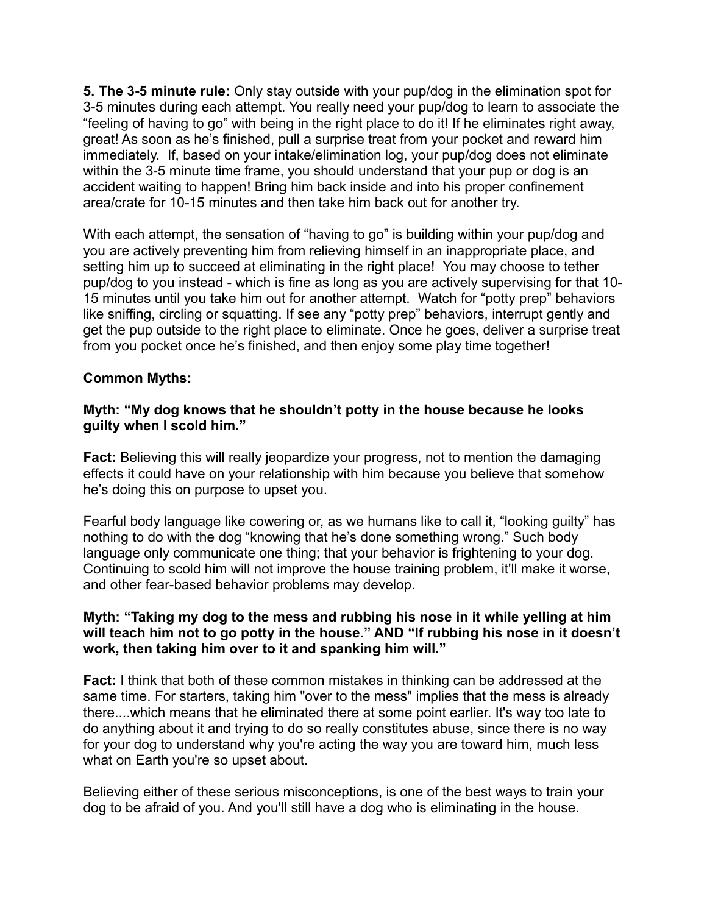**5. The 3-5 minute rule:** Only stay outside with your pup/dog in the elimination spot for 3-5 minutes during each attempt. You really need your pup/dog to learn to associate the "feeling of having to go" with being in the right place to do it! If he eliminates right away, great! As soon as he's finished, pull a surprise treat from your pocket and reward him immediately. If, based on your intake/elimination log, your pup/dog does not eliminate within the 3-5 minute time frame, you should understand that your pup or dog is an accident waiting to happen! Bring him back inside and into his proper confinement area/crate for 10-15 minutes and then take him back out for another try.

With each attempt, the sensation of "having to go" is building within your pup/dog and you are actively preventing him from relieving himself in an inappropriate place, and setting him up to succeed at eliminating in the right place! You may choose to tether pup/dog to you instead - which is fine as long as you are actively supervising for that 10-15 minutes until you take him out for another attempt. Watch for "potty prep" behaviors like sniffing, circling or squatting. If see any "potty prep" behaviors, interrupt gently and get the pup outside to the right place to eliminate. Once he goes, deliver a surprise treat from you pocket once he's finished, and then enjoy some play time together!

**Common Myths:**

**Myth: "My dog knows that he shouldn't potty in the house because he looks guilty when I scold him."**

**Fact:** Believing this will really jeopardize your progress, not to mention the damaging effects it could have on your relationship with him because you believe that somehow he's doing this on purpose to upset you.

Fearful body language like cowering or, as we humans like to call it, "looking guilty" has nothing to do with the dog "knowing that he's done something wrong." Such body language only communicate one thing; that your behavior is frightening to your dog. Continuing to scold him will not improve the house training problem, it'll make it worse, and other fear-based behavior problems may develop.

**Myth: "Taking my dog to the mess and rubbing his nose in it while yelling at him will teach him not to go potty in the house." AND "If rubbing his nose in it doesn't work, then taking him over to it and spanking him will."**

**Fact:** I think that both of these common mistakes in thinking can be addressed at the same time. For starters, taking him "over to the mess" implies that the mess is already there....which means that he eliminated there at some point earlier. It's way too late to do anything about it and trying to do so really constitutes abuse, since there is no way for your dog to understand why you're acting the way you are toward him, much less what on Earth you're so upset about.

Believing either of these serious misconceptions, is one of the best ways to train your dog to be afraid of you. And you'll still have a dog who is eliminating in the house.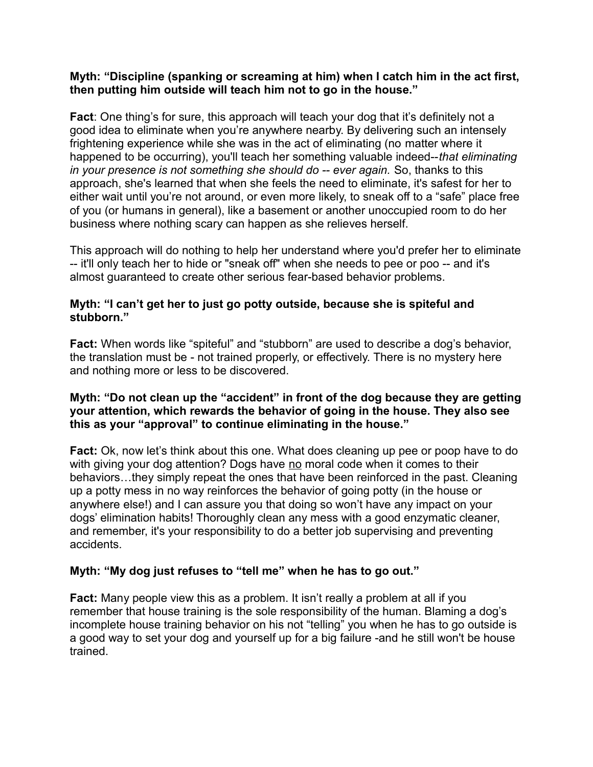**Myth: "Discipline (spanking or screaming at him) when I catch him in the act first, then putting him outside will teach him not to go in the house."**

**Fact**: One thing's for sure, this approach will teach your dog that it's definitely not a good idea to eliminate when you're anywhere nearby. By delivering such an intensely frightening experience while she was in the act of eliminating (no matter where it happened to be occurring), you'll teach her something valuable indeed--*that eliminating in your presence is not something she should do -- ever again.* So, thanks to this approach, she's learned that when she feels the need to eliminate, it's safest for her to either wait until you're not around, or even more likely, to sneak off to a "safe" place free of you (or humans in general), like a basement or another unoccupied room to do her business where nothing scary can happen as she relieves herself.

This approach will do nothing to help her understand where you'd prefer her to eliminate -- it'll only teach her to hide or "sneak off" when she needs to pee or poo -- and it's almost guaranteed to create other serious fear-based behavior problems.

**Myth: "I can't get her to just go potty outside, because she is spiteful and stubborn."**

**Fact:** When words like "spiteful" and "stubborn" are used to describe a dog's behavior, the translation must be - not trained properly, or effectively. There is no mystery here and nothing more or less to be discovered.

**Myth: "Do not clean up the "accident" in front of the dog because they are getting your attention, which rewards the behavior of going in the house. They also see this as your "approval" to continue eliminating in the house."**

**Fact:** Ok, now let's think about this one. What does cleaning up pee or poop have to do with giving your dog attention? Dogs have <u>no</u> moral code when it comes to their behaviors…they simply repeat the ones that have been reinforced in the past. Cleaning up a potty mess in no way reinforces the behavior of going potty (in the house or anywhere else!) and I can assure you that doing so won't have any impact on your dogs' elimination habits! Thoroughly clean any mess with a good enzymatic cleaner, and remember, it's your responsibility to do a better job supervising and preventing accidents.

**Myth: "My dog just refuses to "tell me" when he has to go out."**

**Fact:** Many people view this as a problem. It isn't really a problem at all if you remember that house training is the sole responsibility of the human. Blaming a dog's incomplete house training behavior on his not "telling" you when he has to go outside is a good way to set your dog and yourself up for a big failure -and he still won't be house trained.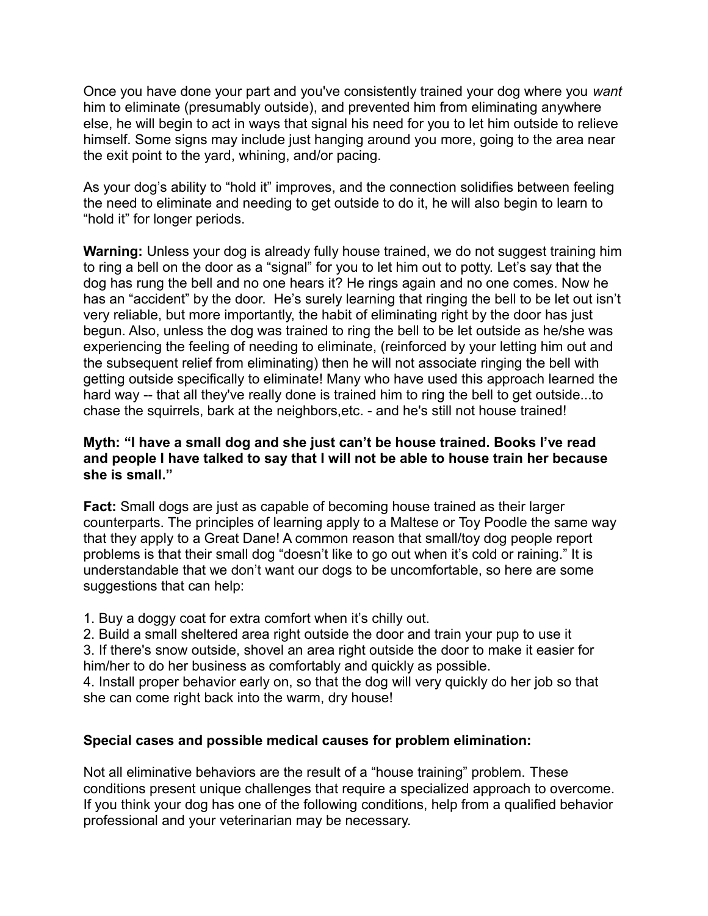Once you have done your part and you've consistently trained your dog where you *want* him to eliminate (presumably outside), and prevented him from eliminating anywhere else, he will begin to act in ways that signal his need for you to let him outside to relieve himself. Some signs may include just hanging around you more, going to the area near the exit point to the yard, whining, and/or pacing.

As your dog's ability to "hold it" improves, and the connection solidifies between feeling the need to eliminate and needing to get outside to do it, he will also begin to learn to "hold it" for longer periods.

**Warning:** Unless your dog is already fully house trained, we do not suggest training him to ring a bell on the door as a "signal" for you to let him out to potty. Let's say that the dog has rung the bell and no one hears it? He rings again and no one comes. Now he has an "accident" by the door. He's surely learning that ringing the bell to be let out isn't very reliable, but more importantly, the habit of eliminating right by the door has just begun. Also, unless the dog was trained to ring the bell to be let outside as he/she was experiencing the feeling of needing to eliminate, (reinforced by your letting him out and the subsequent relief from eliminating) then he will not associate ringing the bell with getting outside specifically to eliminate! Many who have used this approach learned the hard way -- that all they've really done is trained him to ring the bell to get outside...to chase the squirrels, bark at the neighbors,etc. - and he's still not house trained!

**Myth: "I have a small dog and she just can't be house trained. Books I've read and people I have talked to say that I will not be able to house train her because she is small."**

**Fact:** Small dogs are just as capable of becoming house trained as their larger counterparts. The principles of learning apply to a Maltese or Toy Poodle the same way that they apply to a Great Dane! A common reason that small/toy dog people report problems is that their small dog "doesn't like to go out when it's cold or raining." It is understandable that we don't want our dogs to be uncomfortable, so here are some suggestions that can help:

1. Buy a doggy coat for extra comfort when it's chilly out.
2. Build a small sheltered area right outside the door and train your pup to use it
3. If there's snow outside, shovel an area right outside the door to make it easier for him/her to do her business as comfortably and quickly as possible.
4. Install proper behavior early on, so that the dog will very quickly do her job so that she can come right back into the warm, dry house!

**Special cases and possible medical causes for problem elimination:**

Not all eliminative behaviors are the result of a "house training" problem. These conditions present unique challenges that require a specialized approach to overcome. If you think your dog has one of the following conditions, help from a qualified behavior professional and your veterinarian may be necessary.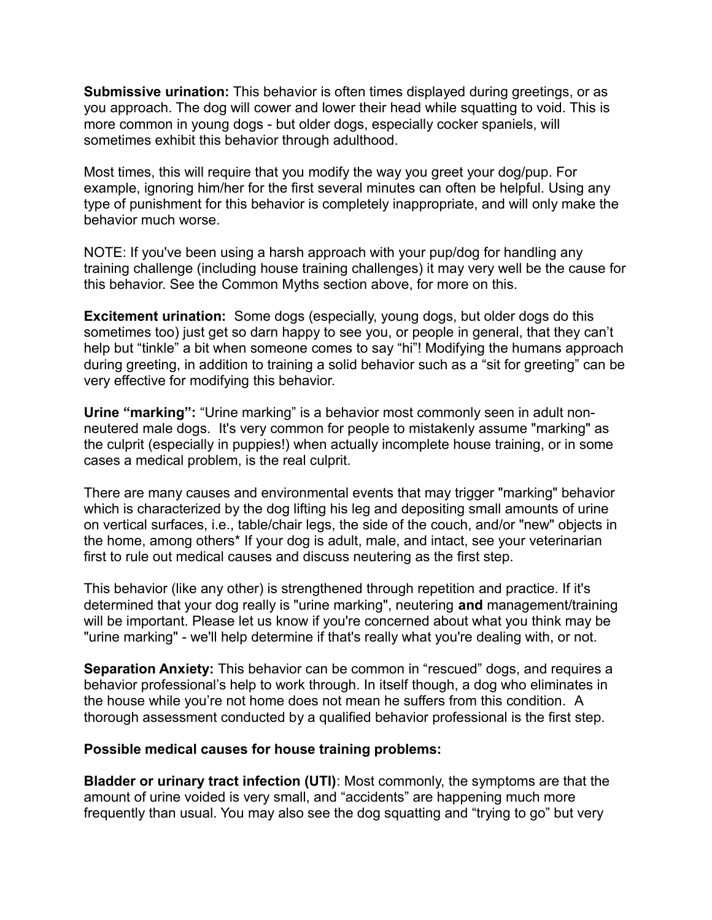**Submissive urination:** This behavior is often times displayed during greetings, or as you approach. The dog will cower and lower their head while squatting to void. This is more common in young dogs - but older dogs, especially cocker spaniels, will sometimes exhibit this behavior through adulthood.

Most times, this will require that you modify the way you greet your dog/pup. For example, ignoring him/her for the first several minutes can often be helpful. Using any type of punishment for this behavior is completely inappropriate, and will only make the behavior much worse.

NOTE: If you've been using a harsh approach with your pup/dog for handling any training challenge (including house training challenges) it may very well be the cause for this behavior. See the Common Myths section above, for more on this.

**Excitement urination:** Some dogs (especially, young dogs, but older dogs do this sometimes too) just get so darn happy to see you, or people in general, that they can't help but "tinkle" a bit when someone comes to say "hi"! Modifying the humans approach during greeting, in addition to training a solid behavior such as a "sit for greeting" can be very effective for modifying this behavior.

**Urine "marking":** "Urine marking" is a behavior most commonly seen in adult non-neutered male dogs. It's very common for people to mistakenly assume "marking" as the culprit (especially in puppies!) when actually incomplete house training, or in some cases a medical problem, is the real culprit.

There are many causes and environmental events that may trigger "marking" behavior which is characterized by the dog lifting his leg and depositing small amounts of urine on vertical surfaces, i.e., table/chair legs, the side of the couch, and/or "new" objects in the home, among others* If your dog is adult, male, and intact, see your veterinarian first to rule out medical causes and discuss neutering as the first step.

This behavior (like any other) is strengthened through repetition and practice. If it's determined that your dog really is "urine marking", neutering **and** management/training will be important. Please let us know if you're concerned about what you think may be "urine marking" - we'll help determine if that's really what you're dealing with, or not.

**Separation Anxiety:** This behavior can be common in "rescued" dogs, and requires a behavior professional's help to work through. In itself though, a dog who eliminates in the house while you're not home does not mean he suffers from this condition. A thorough assessment conducted by a qualified behavior professional is the first step.

**Possible medical causes for house training problems:**

**Bladder or urinary tract infection (UTI)**: Most commonly, the symptoms are that the amount of urine voided is very small, and "accidents" are happening much more frequently than usual. You may also see the dog squatting and "trying to go" but very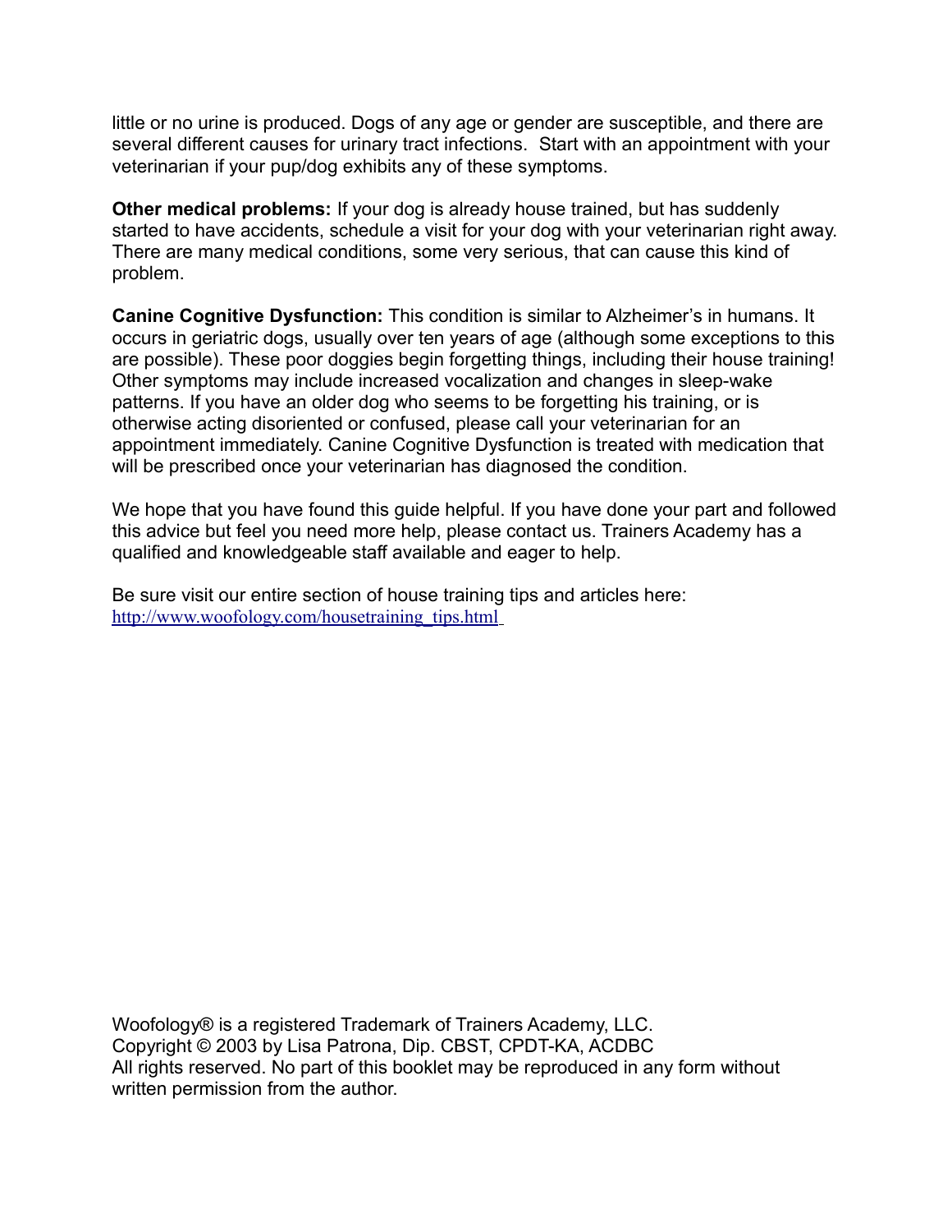little or no urine is produced. Dogs of any age or gender are susceptible, and there are several different causes for urinary tract infections.  Start with an appointment with your veterinarian if your pup/dog exhibits any of these symptoms.

**Other medical problems:** If your dog is already house trained, but has suddenly started to have accidents, schedule a visit for your dog with your veterinarian right away. There are many medical conditions, some very serious, that can cause this kind of problem.

**Canine Cognitive Dysfunction:** This condition is similar to Alzheimer's in humans. It occurs in geriatric dogs, usually over ten years of age (although some exceptions to this are possible). These poor doggies begin forgetting things, including their house training! Other symptoms may include increased vocalization and changes in sleep-wake patterns. If you have an older dog who seems to be forgetting his training, or is otherwise acting disoriented or confused, please call your veterinarian for an appointment immediately. Canine Cognitive Dysfunction is treated with medication that will be prescribed once your veterinarian has diagnosed the condition.

We hope that you have found this guide helpful. If you have done your part and followed this advice but feel you need more help, please contact us. Trainers Academy has a qualified and knowledgeable staff available and eager to help.

Be sure visit our entire section of house training tips and articles here:
http://www.woofology.com/housetraining_tips.html

Woofology® is a registered Trademark of Trainers Academy, LLC.
Copyright © 2003 by Lisa Patrona, Dip. CBST, CPDT-KA, ACDBC
All rights reserved. No part of this booklet may be reproduced in any form without written permission from the author.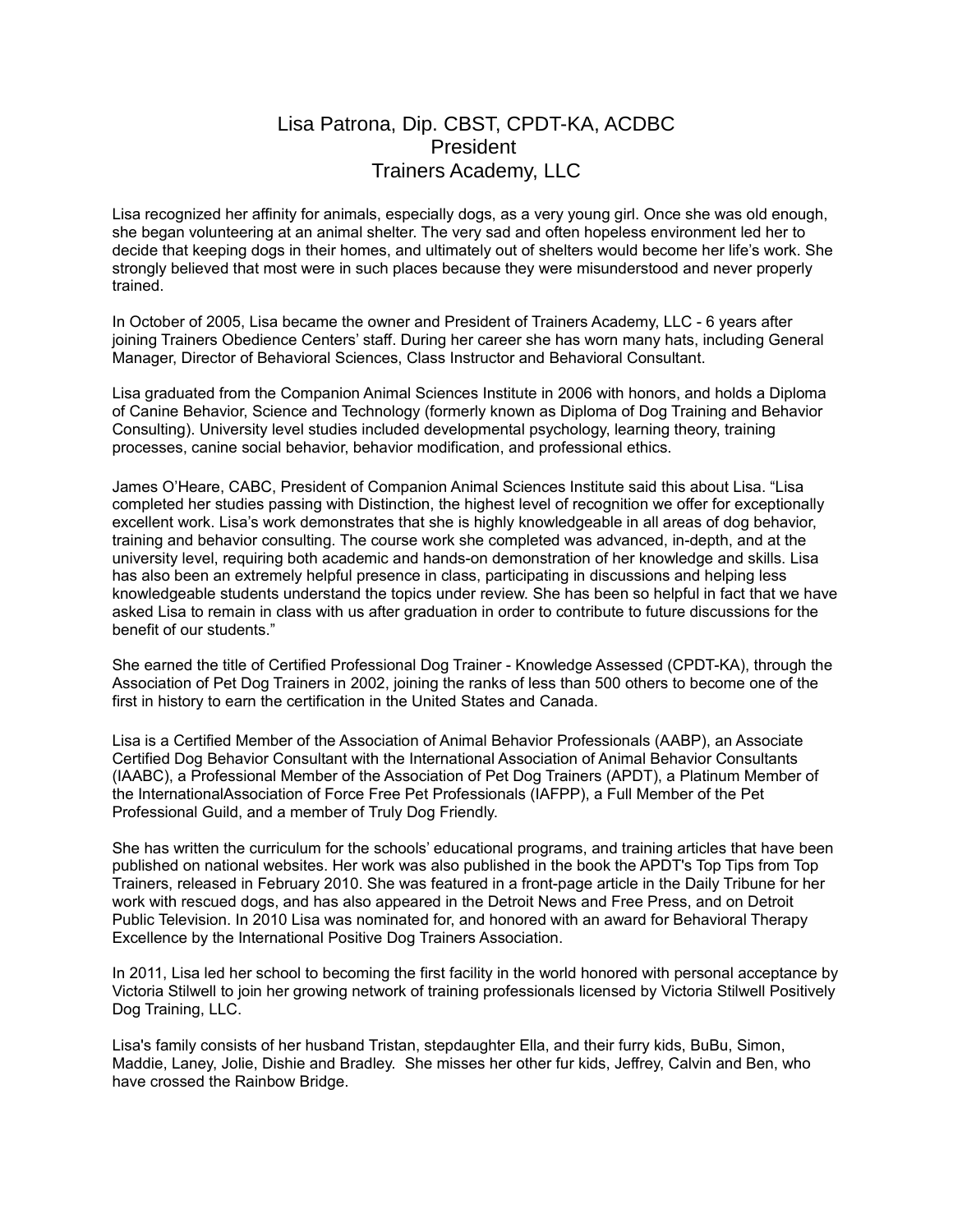# Lisa Patrona, Dip. CBST, CPDT-KA, ACDBC
## President
## Trainers Academy, LLC

Lisa recognized her affinity for animals, especially dogs, as a very young girl. Once she was old enough, she began volunteering at an animal shelter. The very sad and often hopeless environment led her to decide that keeping dogs in their homes, and ultimately out of shelters would become her life's work. She strongly believed that most were in such places because they were misunderstood and never properly trained.

In October of 2005, Lisa became the owner and President of Trainers Academy, LLC - 6 years after joining Trainers Obedience Centers' staff. During her career she has worn many hats, including General Manager, Director of Behavioral Sciences, Class Instructor and Behavioral Consultant.

Lisa graduated from the Companion Animal Sciences Institute in 2006 with honors, and holds a Diploma of Canine Behavior, Science and Technology (formerly known as Diploma of Dog Training and Behavior Consulting). University level studies included developmental psychology, learning theory, training processes, canine social behavior, behavior modification, and professional ethics.

James O'Heare, CABC, President of Companion Animal Sciences Institute said this about Lisa. "Lisa completed her studies passing with Distinction, the highest level of recognition we offer for exceptionally excellent work. Lisa's work demonstrates that she is highly knowledgeable in all areas of dog behavior, training and behavior consulting. The course work she completed was advanced, in-depth, and at the university level, requiring both academic and hands-on demonstration of her knowledge and skills. Lisa has also been an extremely helpful presence in class, participating in discussions and helping less knowledgeable students understand the topics under review. She has been so helpful in fact that we have asked Lisa to remain in class with us after graduation in order to contribute to future discussions for the benefit of our students."

She earned the title of Certified Professional Dog Trainer - Knowledge Assessed (CPDT-KA), through the Association of Pet Dog Trainers in 2002, joining the ranks of less than 500 others to become one of the first in history to earn the certification in the United States and Canada.

Lisa is a Certified Member of the Association of Animal Behavior Professionals (AABP), an Associate Certified Dog Behavior Consultant with the International Association of Animal Behavior Consultants (IAABC), a Professional Member of the Association of Pet Dog Trainers (APDT), a Platinum Member of the InternationalAssociation of Force Free Pet Professionals (IAFPP), a Full Member of the Pet Professional Guild, and a member of Truly Dog Friendly.

She has written the curriculum for the schools' educational programs, and training articles that have been published on national websites. Her work was also published in the book the APDT's Top Tips from Top Trainers, released in February 2010. She was featured in a front-page article in the Daily Tribune for her work with rescued dogs, and has also appeared in the Detroit News and Free Press, and on Detroit Public Television. In 2010 Lisa was nominated for, and honored with an award for Behavioral Therapy Excellence by the International Positive Dog Trainers Association.

In 2011, Lisa led her school to becoming the first facility in the world honored with personal acceptance by Victoria Stilwell to join her growing network of training professionals licensed by Victoria Stilwell Positively Dog Training, LLC.

Lisa's family consists of her husband Tristan, stepdaughter Ella, and their furry kids, BuBu, Simon, Maddie, Laney, Jolie, Dishie and Bradley. She misses her other fur kids, Jeffrey, Calvin and Ben, who have crossed the Rainbow Bridge.